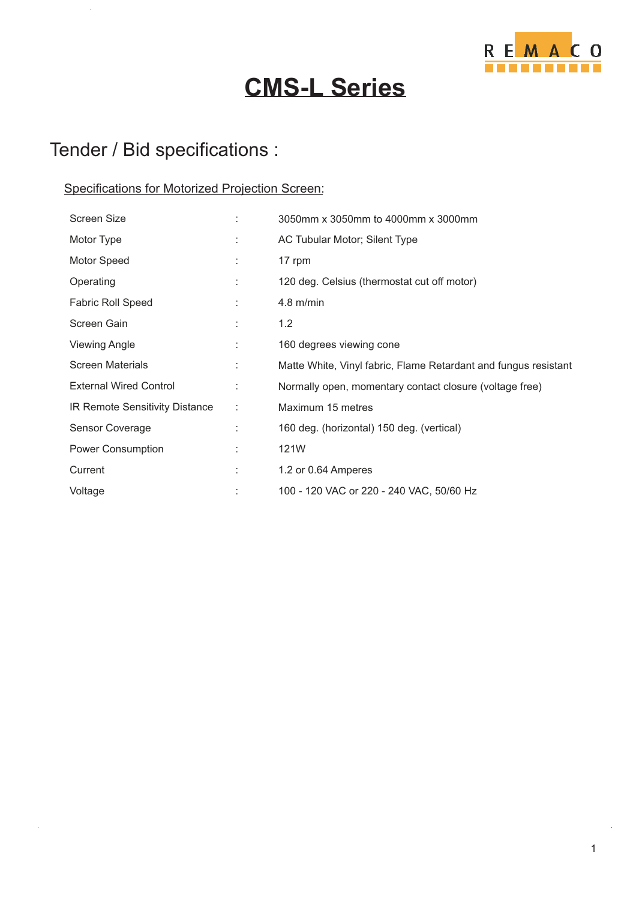# CMS-L Series

## Tender / Bid specifications :

### Specifications for Motorized Projection Screen:

| | | |
|---|---|---|
| Screen Size | : | 3050mm x 3050mm to 4000mm x 3000mm |
| Motor Type | : | AC Tubular Motor; Silent Type |
| Motor Speed | : | 17 rpm |
| Operating | : | 120 deg. Celsius (thermostat cut off motor) |
| Fabric Roll Speed | : | 4.8 m/min |
| Screen Gain | : | 1.2 |
| Viewing Angle | : | 160 degrees viewing cone |
| Screen Materials | : | Matte White, Vinyl fabric, Flame Retardant and fungus resistant |
| External Wired Control | : | Normally open, momentary contact closure (voltage free) |
| IR Remote Sensitivity Distance | : | Maximum 15 metres |
| Sensor Coverage | : | 160 deg. (horizontal) 150 deg. (vertical) |
| Power Consumption | : | 121W |
| Current | : | 1.2 or 0.64 Amperes |
| Voltage | : | 100 - 120 VAC or 220 - 240 VAC, 50/60 Hz |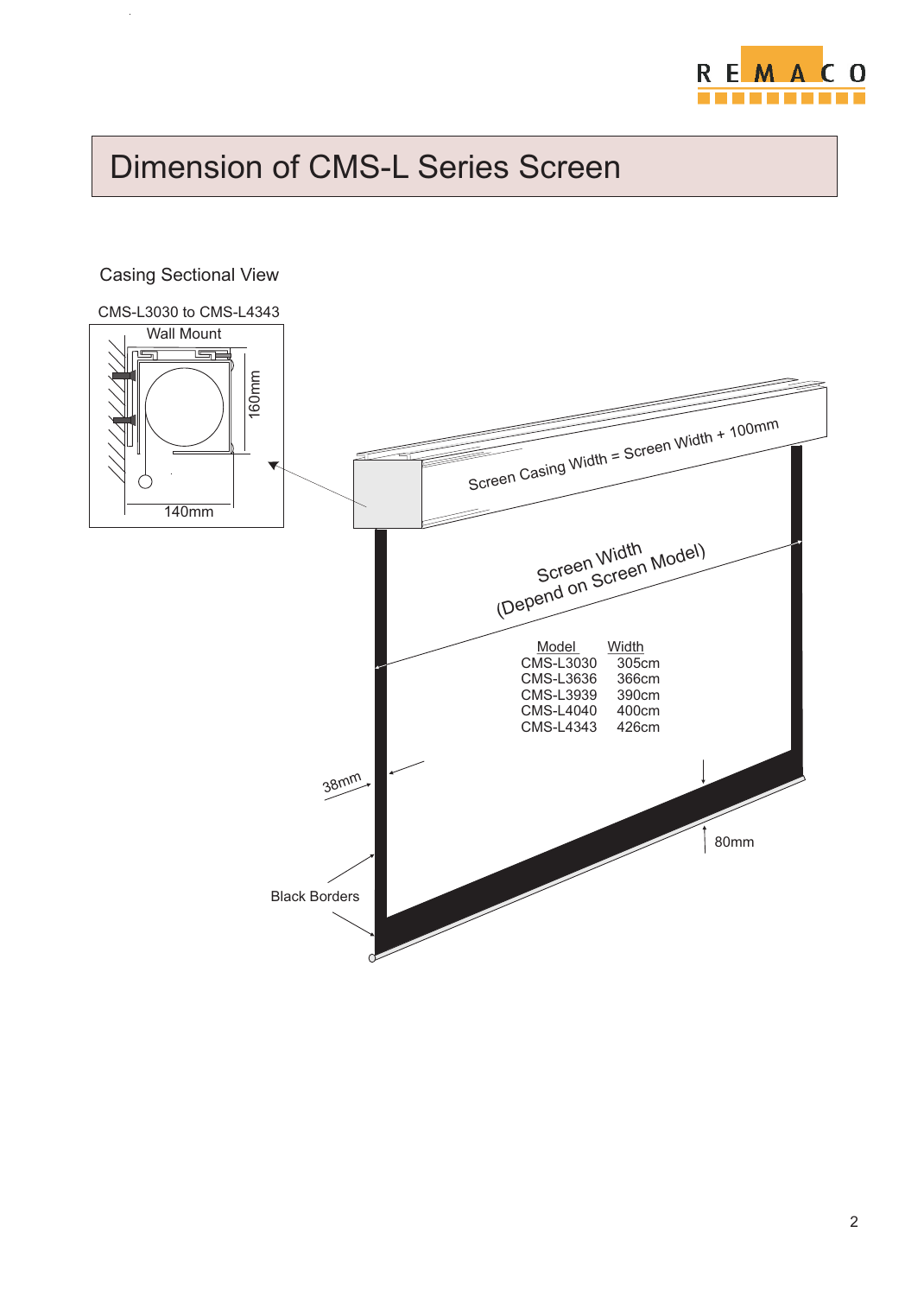# Dimension of CMS-L Series Screen

Casing Sectional View

CMS-L3030 to CMS-L4343

Wall Mount

160mm

140mm

Screen Casing Width = Screen Width + 100mm

Screen Width (Depend on Screen Model)

| Model | Width |
| --- | --- |
| CMS-L3030 | 305cm |
| CMS-L3636 | 366cm |
| CMS-L3939 | 390cm |
| CMS-L4040 | 400cm |
| CMS-L4343 | 426cm |

38mm

80mm

Black Borders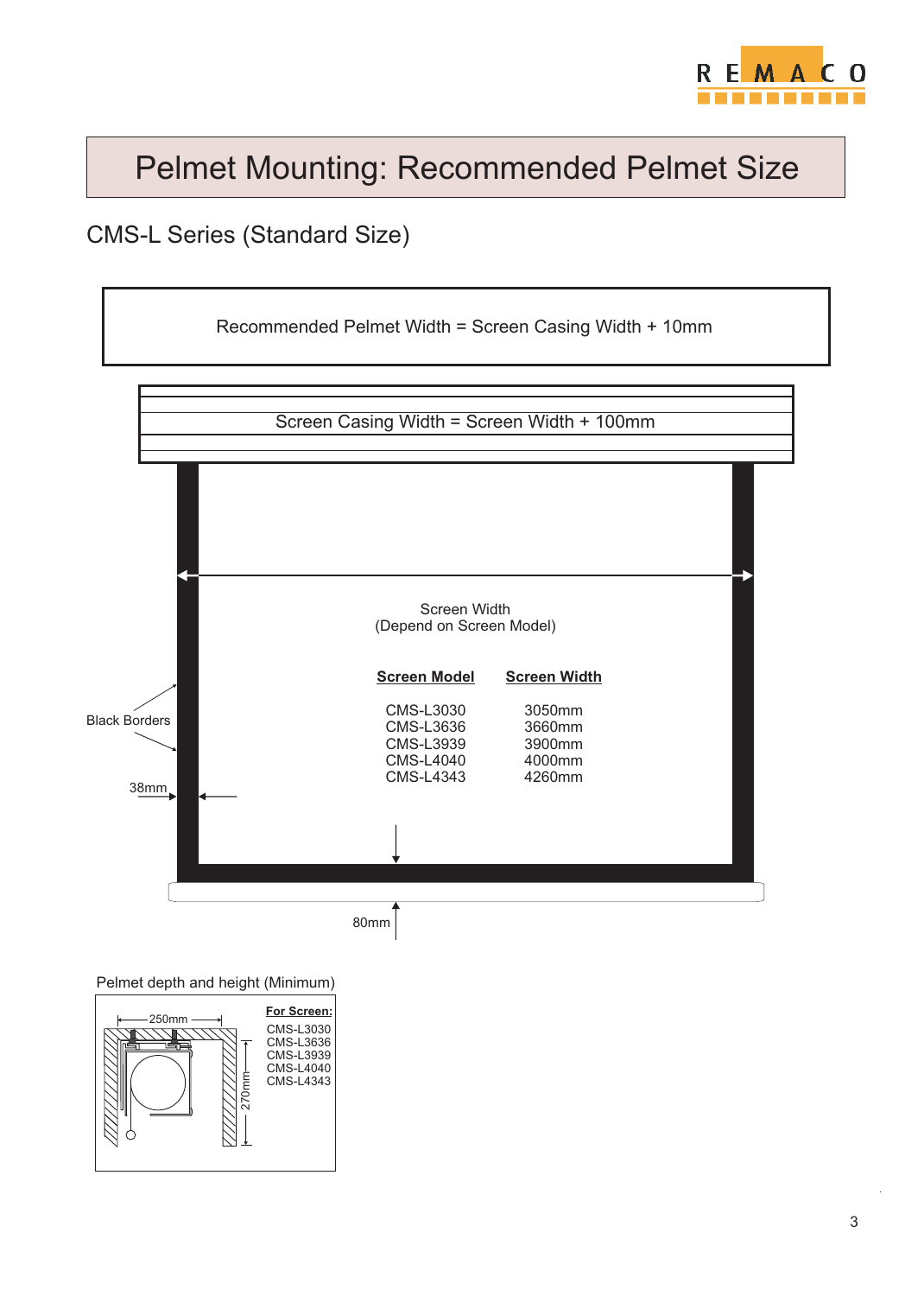# Pelmet Mounting: Recommended Pelmet Size

## CMS-L Series (Standard Size)

Recommended Pelmet Width = Screen Casing Width + 10mm

Screen Casing Width = Screen Width + 100mm

Screen Width
(Depend on Screen Model)

| Screen Model | Screen Width |
|---|---|
| CMS-L3030 | 3050mm |
| CMS-L3636 | 3660mm |
| CMS-L3939 | 3900mm |
| CMS-L4040 | 4000mm |
| CMS-L4343 | 4260mm |

Black Borders

38mm

80mm

Pelmet depth and height (Minimum)

250mm

270mm

**For Screen:**

CMS-L3030
CMS-L3636
CMS-L3939
CMS-L4040
CMS-L4343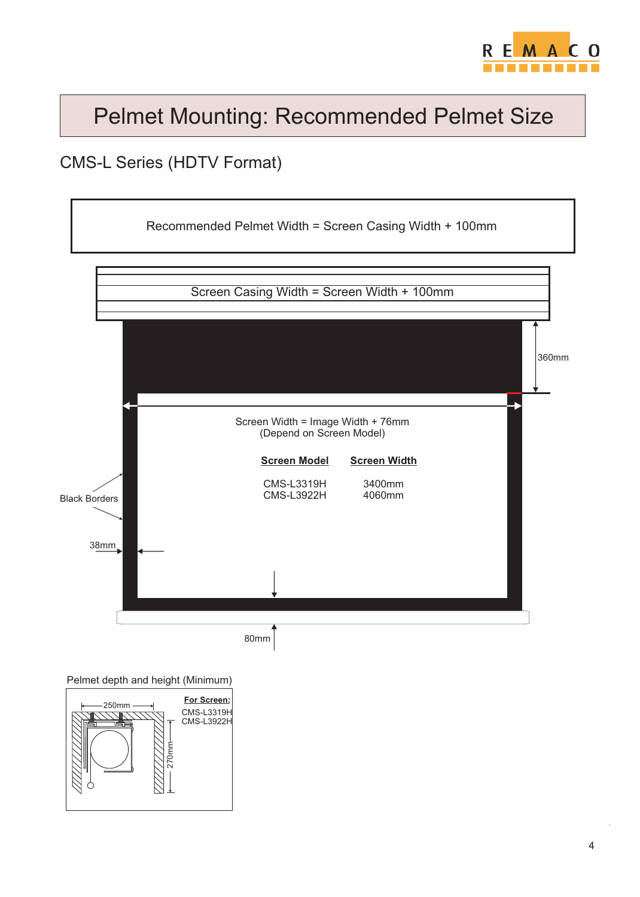# Pelmet Mounting: Recommended Pelmet Size

## CMS-L Series (HDTV Format)

Recommended Pelmet Width = Screen Casing Width + 100mm

Screen Casing Width = Screen Width + 100mm

360mm

Screen Width = Image Width + 76mm
(Depend on Screen Model)

| Screen Model | Screen Width |
|---|---|
| CMS-L3319H | 3400mm |
| CMS-L3922H | 4060mm |

Black Borders

38mm

80mm

Pelmet depth and height (Minimum)

250mm

270mm

**For Screen:**
CMS-L3319H
CMS-L3922H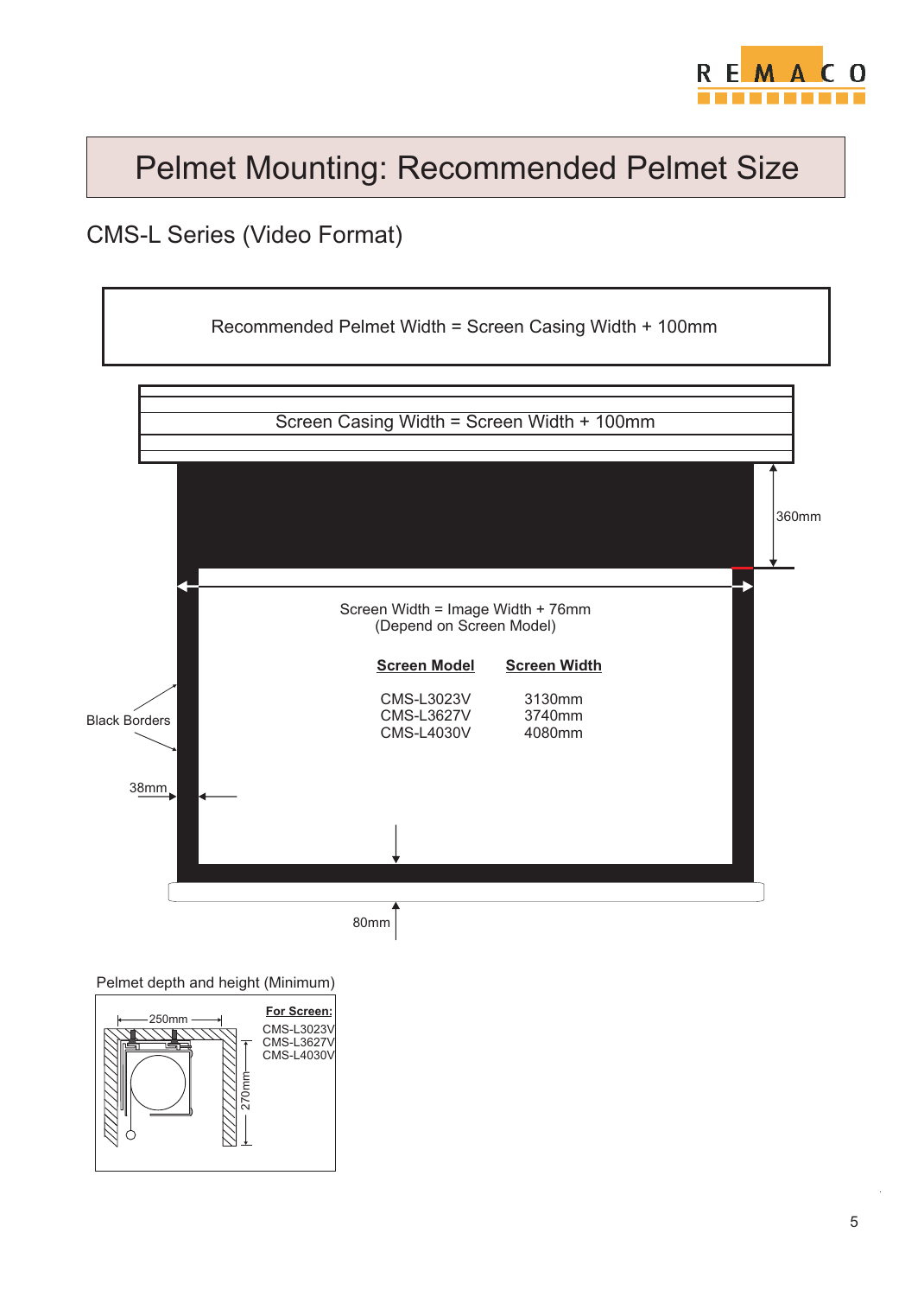# Pelmet Mounting: Recommended Pelmet Size

## CMS-L Series (Video Format)

Recommended Pelmet Width = Screen Casing Width + 100mm

Screen Casing Width = Screen Width + 100mm

360mm

Screen Width = Image Width + 76mm
(Depend on Screen Model)

| Screen Model | Screen Width |
| --- | --- |
| CMS-L3023V | 3130mm |
| CMS-L3627V | 3740mm |
| CMS-L4030V | 4080mm |

Black Borders

38mm

80mm

Pelmet depth and height (Minimum)

250mm

270mm

**For Screen:**
CMS-L3023V
CMS-L3627V
CMS-L4030V